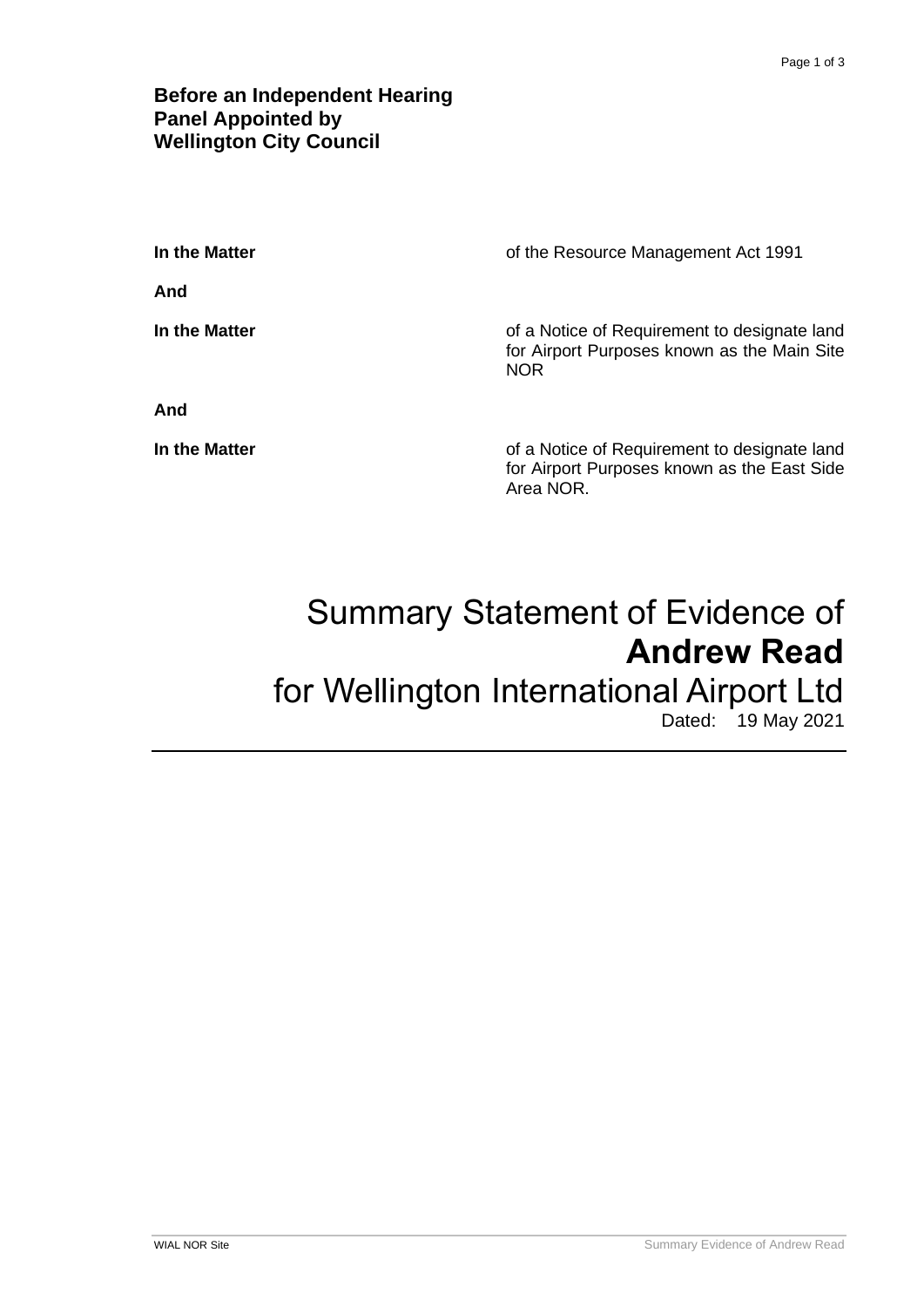**Before an Independent Hearing Panel Appointed by Wellington City Council**

| | |
|---|---|
| **In the Matter** | of the Resource Management Act 1991 |
| **And** | |
| **In the Matter** | of a Notice of Requirement to designate land for Airport Purposes known as the Main Site NOR |
| **And** | |
| **In the Matter** | of a Notice of Requirement to designate land for Airport Purposes known as the East Side Area NOR. |

# Summary Statement of Evidence of **Andrew Read** for Wellington International Airport Ltd

Dated: 19 May 2021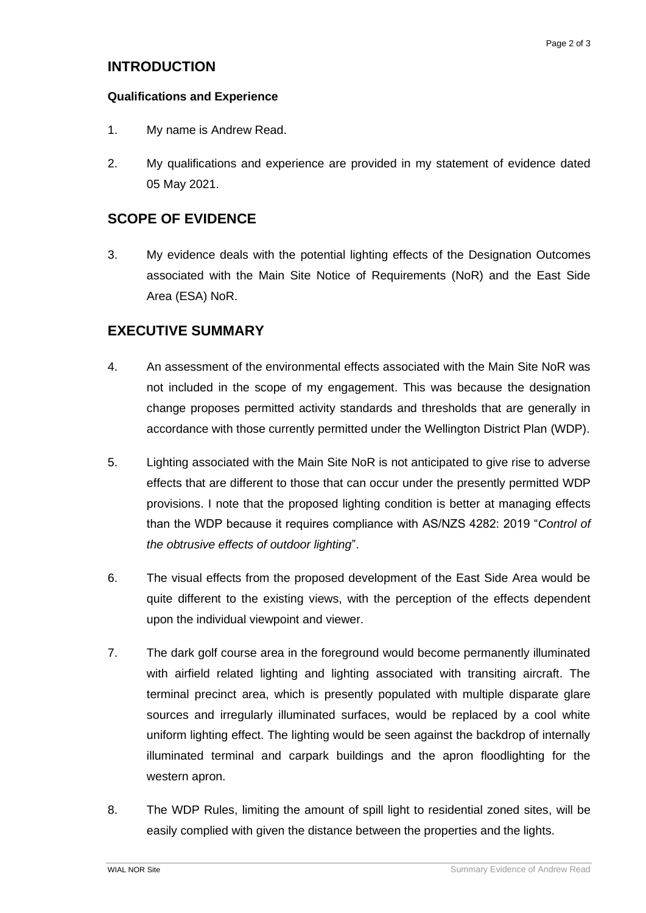## INTRODUCTION

### Qualifications and Experience

1. My name is Andrew Read.

2. My qualifications and experience are provided in my statement of evidence dated 05 May 2021.

## SCOPE OF EVIDENCE

3. My evidence deals with the potential lighting effects of the Designation Outcomes associated with the Main Site Notice of Requirements (NoR) and the East Side Area (ESA) NoR.

## EXECUTIVE SUMMARY

4. An assessment of the environmental effects associated with the Main Site NoR was not included in the scope of my engagement. This was because the designation change proposes permitted activity standards and thresholds that are generally in accordance with those currently permitted under the Wellington District Plan (WDP).

5. Lighting associated with the Main Site NoR is not anticipated to give rise to adverse effects that are different to those that can occur under the presently permitted WDP provisions. I note that the proposed lighting condition is better at managing effects than the WDP because it requires compliance with AS/NZS 4282: 2019 "*Control of the obtrusive effects of outdoor lighting*".

6. The visual effects from the proposed development of the East Side Area would be quite different to the existing views, with the perception of the effects dependent upon the individual viewpoint and viewer.

7. The dark golf course area in the foreground would become permanently illuminated with airfield related lighting and lighting associated with transiting aircraft. The terminal precinct area, which is presently populated with multiple disparate glare sources and irregularly illuminated surfaces, would be replaced by a cool white uniform lighting effect. The lighting would be seen against the backdrop of internally illuminated terminal and carpark buildings and the apron floodlighting for the western apron.

8. The WDP Rules, limiting the amount of spill light to residential zoned sites, will be easily complied with given the distance between the properties and the lights.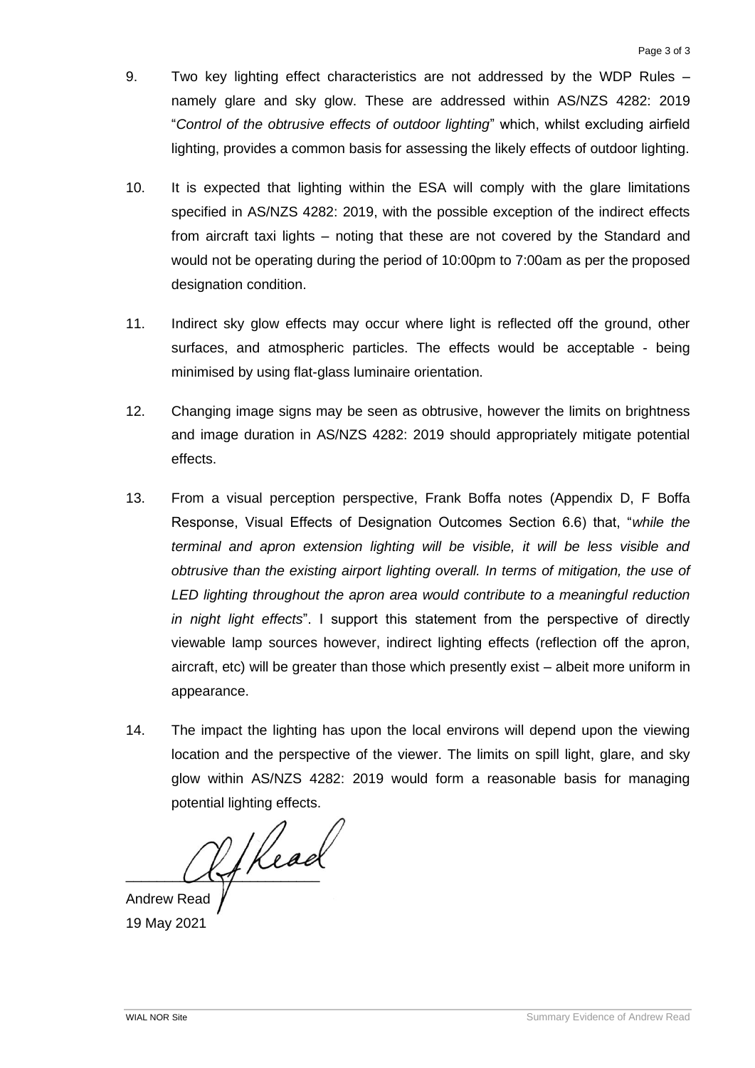9. Two key lighting effect characteristics are not addressed by the WDP Rules – namely glare and sky glow. These are addressed within AS/NZS 4282: 2019 "*Control of the obtrusive effects of outdoor lighting*" which, whilst excluding airfield lighting, provides a common basis for assessing the likely effects of outdoor lighting.

10. It is expected that lighting within the ESA will comply with the glare limitations specified in AS/NZS 4282: 2019, with the possible exception of the indirect effects from aircraft taxi lights – noting that these are not covered by the Standard and would not be operating during the period of 10:00pm to 7:00am as per the proposed designation condition.

11. Indirect sky glow effects may occur where light is reflected off the ground, other surfaces, and atmospheric particles. The effects would be acceptable - being minimised by using flat-glass luminaire orientation.

12. Changing image signs may be seen as obtrusive, however the limits on brightness and image duration in AS/NZS 4282: 2019 should appropriately mitigate potential effects.

13. From a visual perception perspective, Frank Boffa notes (Appendix D, F Boffa Response, Visual Effects of Designation Outcomes Section 6.6) that, "*while the terminal and apron extension lighting will be visible, it will be less visible and obtrusive than the existing airport lighting overall. In terms of mitigation, the use of LED lighting throughout the apron area would contribute to a meaningful reduction in night light effects*". I support this statement from the perspective of directly viewable lamp sources however, indirect lighting effects (reflection off the apron, aircraft, etc) will be greater than those which presently exist – albeit more uniform in appearance.

14. The impact the lighting has upon the local environs will depend upon the viewing location and the perspective of the viewer. The limits on spill light, glare, and sky glow within AS/NZS 4282: 2019 would form a reasonable basis for managing potential lighting effects.

Andrew Read
19 May 2021

WIAL NOR Site

Summary Evidence of Andrew Read